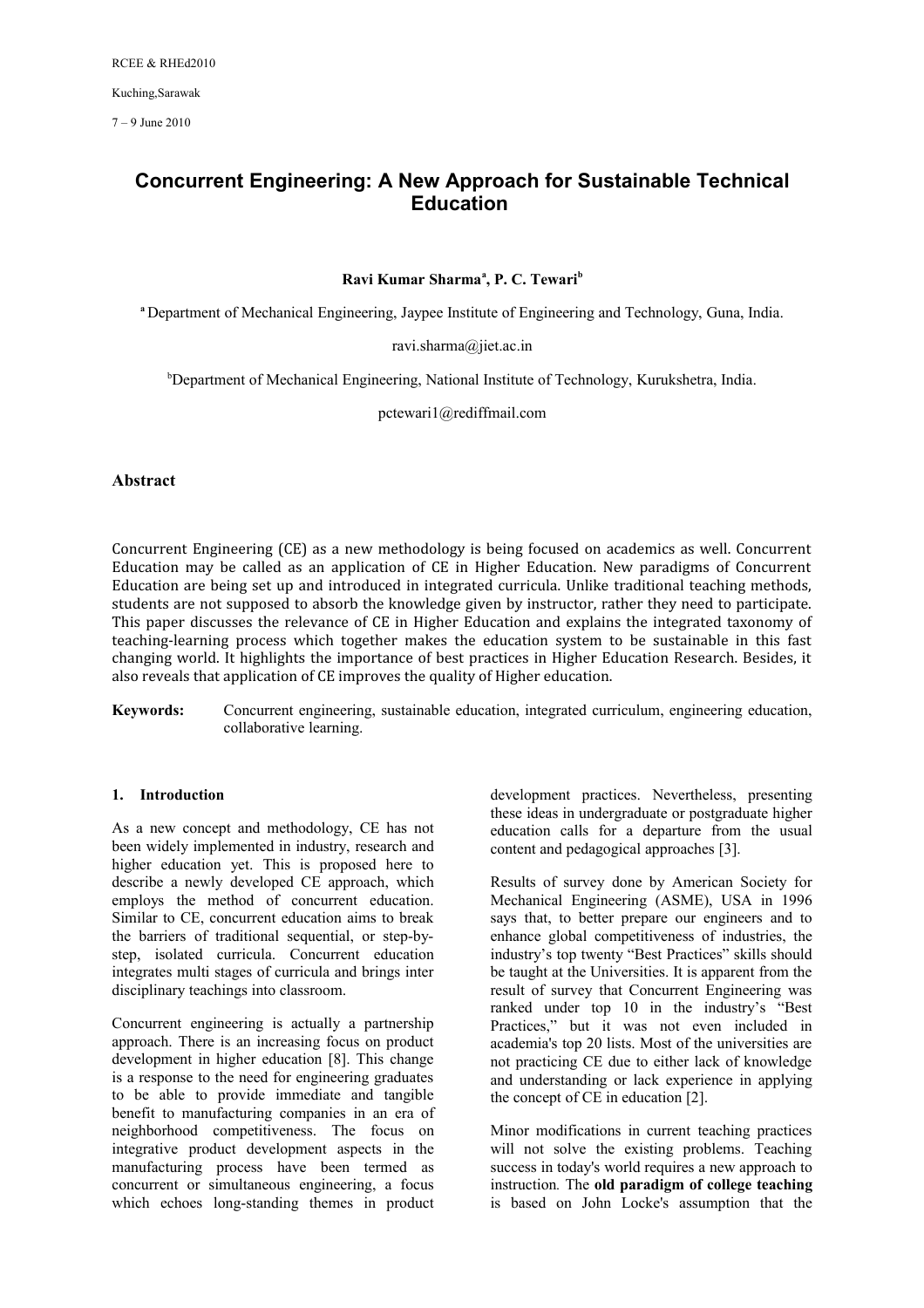RCEE & RHEd2010

Kuching,Sarawak

7 – 9 June 2010

# Concurrent Engineering: A New Approach for Sustainable Technical Education

**Ravi Kumar Sharma[a], P. C. Tewari[b]**

[a] Department of Mechanical Engineering, Jaypee Institute of Engineering and Technology, Guna, India.

ravi.sharma@jiet.ac.in

[b] Department of Mechanical Engineering, National Institute of Technology, Kurukshetra, India.

pctewari1@rediffmail.com

## Abstract

Concurrent Engineering (CE) as a new methodology is being focused on academics as well. Concurrent Education may be called as an application of CE in Higher Education. New paradigms of Concurrent Education are being set up and introduced in integrated curricula. Unlike traditional teaching methods, students are not supposed to absorb the knowledge given by instructor, rather they need to participate. This paper discusses the relevance of CE in Higher Education and explains the integrated taxonomy of teaching-learning process which together makes the education system to be sustainable in this fast changing world. It highlights the importance of best practices in Higher Education Research. Besides, it also reveals that application of CE improves the quality of Higher education.

**Keywords:** Concurrent engineering, sustainable education, integrated curriculum, engineering education, collaborative learning.

## 1. Introduction

As a new concept and methodology, CE has not been widely implemented in industry, research and higher education yet. This is proposed here to describe a newly developed CE approach, which employs the method of concurrent education. Similar to CE, concurrent education aims to break the barriers of traditional sequential, or step-by-step, isolated curricula. Concurrent education integrates multi stages of curricula and brings inter disciplinary teachings into classroom.

Concurrent engineering is actually a partnership approach. There is an increasing focus on product development in higher education [8]. This change is a response to the need for engineering graduates to be able to provide immediate and tangible benefit to manufacturing companies in an era of neighborhood competitiveness. The focus on integrative product development aspects in the manufacturing process have been termed as concurrent or simultaneous engineering, a focus which echoes long-standing themes in product development practices. Nevertheless, presenting these ideas in undergraduate or postgraduate higher education calls for a departure from the usual content and pedagogical approaches [3].

Results of survey done by American Society for Mechanical Engineering (ASME), USA in 1996 says that, to better prepare our engineers and to enhance global competitiveness of industries, the industry's top twenty "Best Practices" skills should be taught at the Universities. It is apparent from the result of survey that Concurrent Engineering was ranked under top 10 in the industry's "Best Practices," but it was not even included in academia's top 20 lists. Most of the universities are not practicing CE due to either lack of knowledge and understanding or lack experience in applying the concept of CE in education [2].

Minor modifications in current teaching practices will not solve the existing problems. Teaching success in today's world requires a new approach to instruction. The **old paradigm of college teaching** is based on John Locke's assumption that the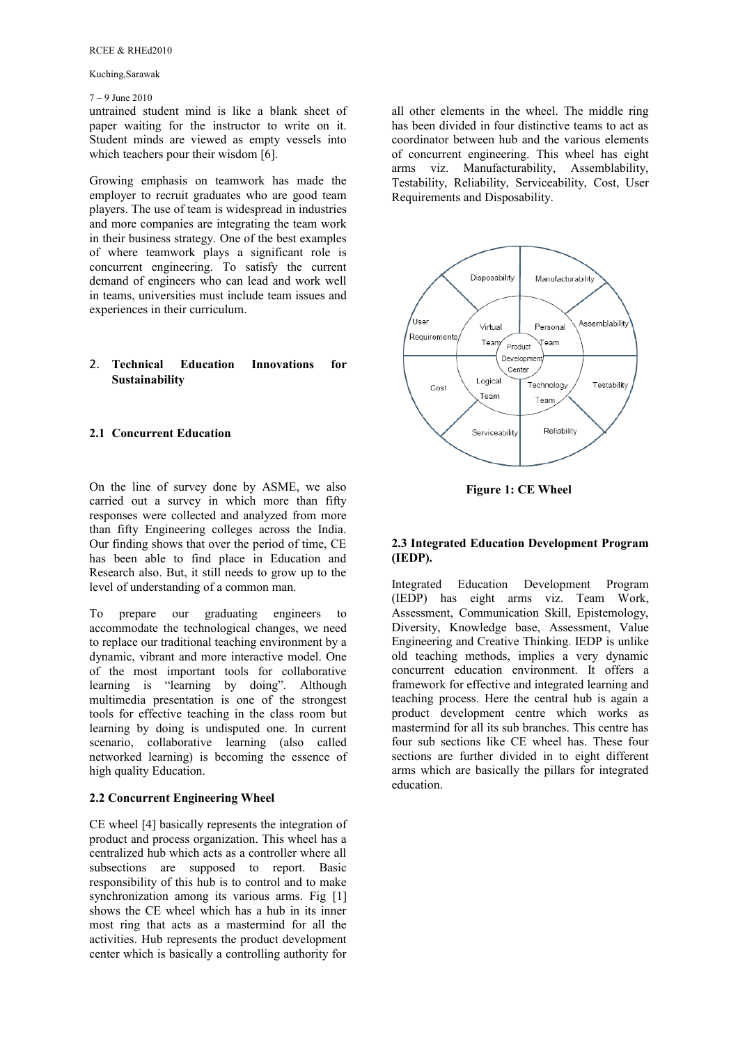untrained student mind is like a blank sheet of paper waiting for the instructor to write on it. Student minds are viewed as empty vessels into which teachers pour their wisdom [6].

Growing emphasis on teamwork has made the employer to recruit graduates who are good team players. The use of team is widespread in industries and more companies are integrating the team work in their business strategy. One of the best examples of where teamwork plays a significant role is concurrent engineering. To satisfy the current demand of engineers who can lead and work well in teams, universities must include team issues and experiences in their curriculum.

## 2. Technical Education Innovations for Sustainability

### 2.1 Concurrent Education

On the line of survey done by ASME, we also carried out a survey in which more than fifty responses were collected and analyzed from more than fifty Engineering colleges across the India. Our finding shows that over the period of time, CE has been able to find place in Education and Research also. But, it still needs to grow up to the level of understanding of a common man.

To prepare our graduating engineers to accommodate the technological changes, we need to replace our traditional teaching environment by a dynamic, vibrant and more interactive model. One of the most important tools for collaborative learning is "learning by doing". Although multimedia presentation is one of the strongest tools for effective teaching in the class room but learning by doing is undisputed one. In current scenario, collaborative learning (also called networked learning) is becoming the essence of high quality Education.

### 2.2 Concurrent Engineering Wheel

CE wheel [4] basically represents the integration of product and process organization. This wheel has a centralized hub which acts as a controller where all subsections are supposed to report. Basic responsibility of this hub is to control and to make synchronization among its various arms. Fig [1] shows the CE wheel which has a hub in its inner most ring that acts as a mastermind for all the activities. Hub represents the product development center which is basically a controlling authority for all other elements in the wheel. The middle ring has been divided in four distinctive teams to act as coordinator between hub and the various elements of concurrent engineering. This wheel has eight arms viz. Manufacturability, Assemblability, Testability, Reliability, Serviceability, Cost, User Requirements and Disposability.

Disposability, Manufacturability, Assemblability, Testability, Reliability, Serviceability, Cost, User Requirements, Virtual Team, Personal Team, Logical Team, Technology Team, Product Development Center

**Figure 1: CE Wheel**

### 2.3 Integrated Education Development Program (IEDP).

Integrated Education Development Program (IEDP) has eight arms viz. Team Work, Assessment, Communication Skill, Epistemology, Diversity, Knowledge base, Assessment, Value Engineering and Creative Thinking. IEDP is unlike old teaching methods, implies a very dynamic concurrent education environment. It offers a framework for effective and integrated learning and teaching process. Here the central hub is again a product development centre which works as mastermind for all its sub branches. This centre has four sub sections like CE wheel has. These four sections are further divided in to eight different arms which are basically the pillars for integrated education.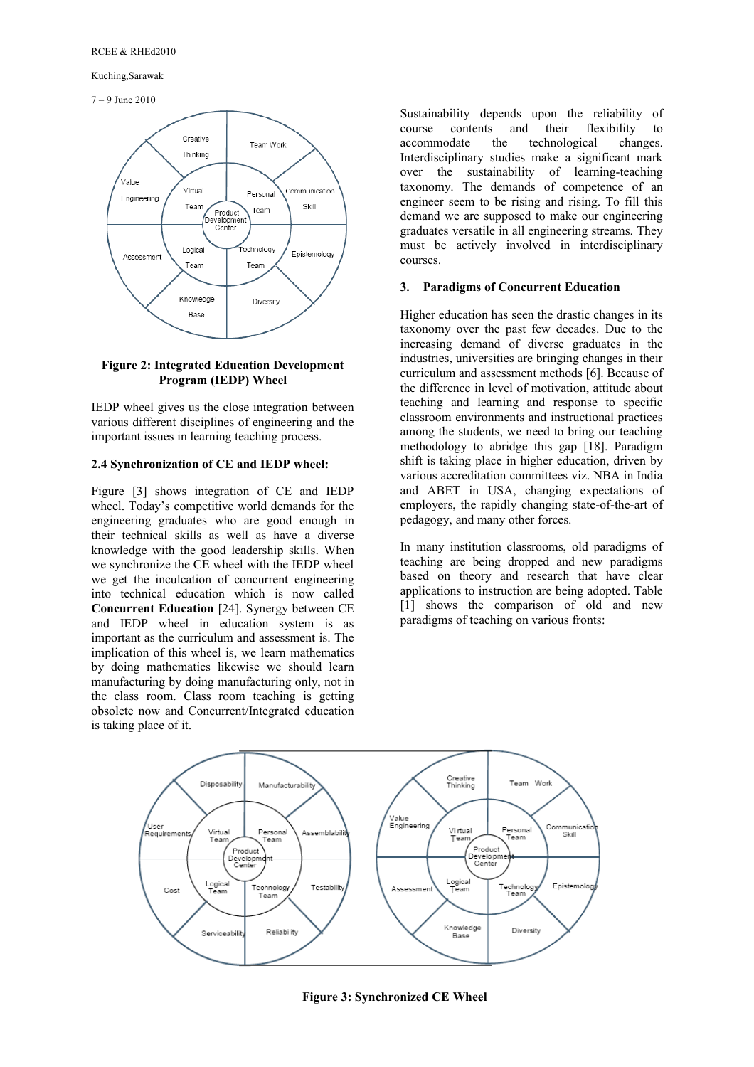**Figure 2: Integrated Education Development Program (IEDP) Wheel**

IEDP wheel gives us the close integration between various different disciplines of engineering and the important issues in learning teaching process.

### 2.4 Synchronization of CE and IEDP wheel:

Figure [3] shows integration of CE and IEDP wheel. Today's competitive world demands for the engineering graduates who are good enough in their technical skills as well as have a diverse knowledge with the good leadership skills. When we synchronize the CE wheel with the IEDP wheel we get the inculcation of concurrent engineering into technical education which is now called **Concurrent Education** [24]. Synergy between CE and IEDP wheel in education system is as important as the curriculum and assessment is. The implication of this wheel is, we learn mathematics by doing mathematics likewise we should learn manufacturing by doing manufacturing only, not in the class room. Class room teaching is getting obsolete now and Concurrent/Integrated education is taking place of it.

Sustainability depends upon the reliability of course contents and their flexibility to accommodate the technological changes. Interdisciplinary studies make a significant mark over the sustainability of learning-teaching taxonomy. The demands of competence of an engineer seem to be rising and rising. To fill this demand we are supposed to make our engineering graduates versatile in all engineering streams. They must be actively involved in interdisciplinary courses.

## 3. Paradigms of Concurrent Education

Higher education has seen the drastic changes in its taxonomy over the past few decades. Due to the increasing demand of diverse graduates in the industries, universities are bringing changes in their curriculum and assessment methods [6]. Because of the difference in level of motivation, attitude about teaching and learning and response to specific classroom environments and instructional practices among the students, we need to bring our teaching methodology to abridge this gap [18]. Paradigm shift is taking place in higher education, driven by various accreditation committees viz. NBA in India and ABET in USA, changing expectations of employers, the rapidly changing state-of-the-art of pedagogy, and many other forces.

In many institution classrooms, old paradigms of teaching are being dropped and new paradigms based on theory and research that have clear applications to instruction are being adopted. Table [1] shows the comparison of old and new paradigms of teaching on various fronts:

**Figure 3: Synchronized CE Wheel**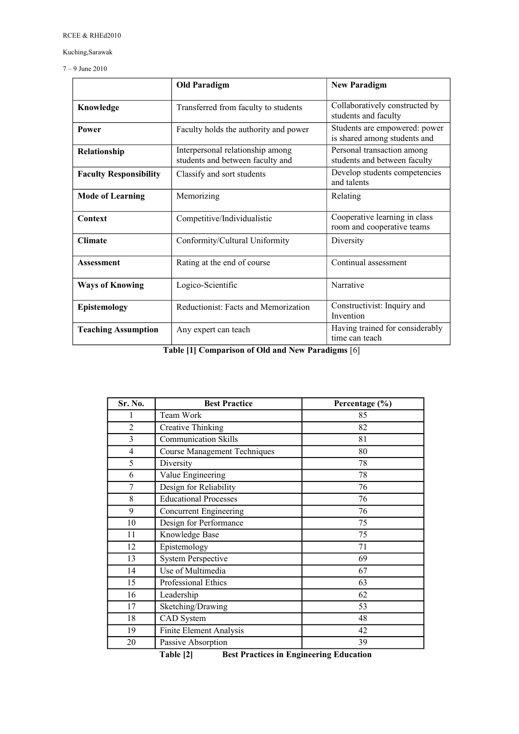| | Old Paradigm | New Paradigm |
|---|---|---|
| **Knowledge** | Transferred from faculty to students | Collaboratively constructed by students and faculty |
| **Power** | Faculty holds the authority and power | Students are empowered: power is shared among students and |
| **Relationship** | Interpersonal relationship among students and between faculty and | Personal transaction among students and between faculty |
| **Faculty Responsibility** | Classify and sort students | Develop students competencies and talents |
| **Mode of Learning** | Memorizing | Relating |
| **Context** | Competitive/Individualistic | Cooperative learning in class room and cooperative teams |
| **Climate** | Conformity/Cultural Uniformity | Diversity |
| **Assessment** | Rating at the end of course | Continual assessment |
| **Ways of Knowing** | Logico-Scientific | Narrative |
| **Epistemology** | Reductionist: Facts and Memorization | Constructivist: Inquiry and Invention |
| **Teaching Assumption** | Any expert can teach | Having trained for considerably time can teach |

**Table [1] Comparison of Old and New Paradigms** [6]

| Sr. No. | Best Practice | Percentage (%) |
|---|---|---|
| 1 | Team Work | 85 |
| 2 | Creative Thinking | 82 |
| 3 | Communication Skills | 81 |
| 4 | Course Management Techniques | 80 |
| 5 | Diversity | 78 |
| 6 | Value Engineering | 78 |
| 7 | Design for Reliability | 76 |
| 8 | Educational Processes | 76 |
| 9 | Concurrent Engineering | 76 |
| 10 | Design for Performance | 75 |
| 11 | Knowledge Base | 75 |
| 12 | Epistemology | 71 |
| 13 | System Perspective | 69 |
| 14 | Use of Multimedia | 67 |
| 15 | Professional Ethics | 63 |
| 16 | Leadership | 62 |
| 17 | Sketching/Drawing | 53 |
| 18 | CAD System | 48 |
| 19 | Finite Element Analysis | 42 |
| 20 | Passive Absorption | 39 |

**Table [2] Best Practices in Engineering Education**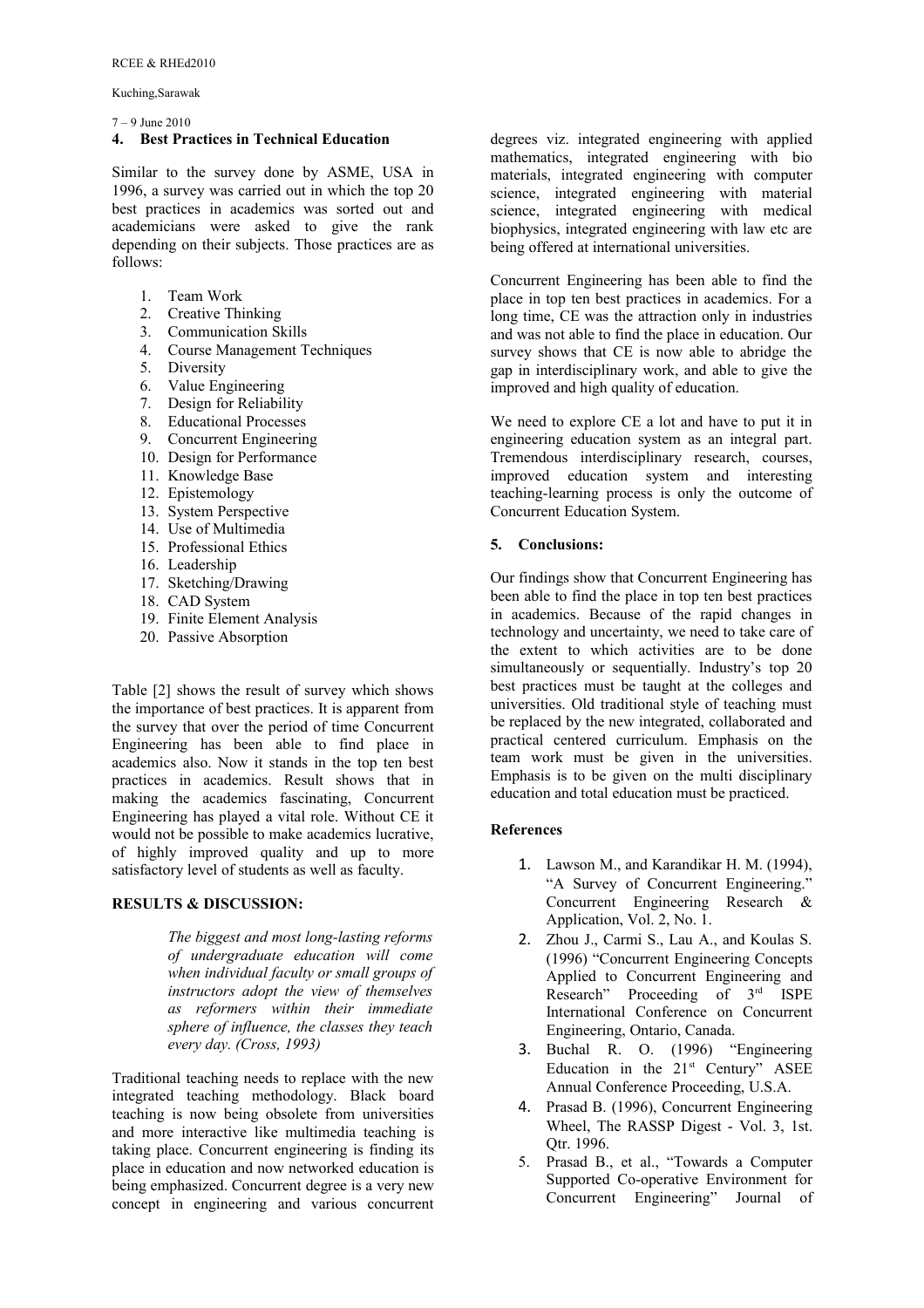## 4. Best Practices in Technical Education

Similar to the survey done by ASME, USA in 1996, a survey was carried out in which the top 20 best practices in academics was sorted out and academicians were asked to give the rank depending on their subjects. Those practices are as follows:

1. Team Work
2. Creative Thinking
3. Communication Skills
4. Course Management Techniques
5. Diversity
6. Value Engineering
7. Design for Reliability
8. Educational Processes
9. Concurrent Engineering
10. Design for Performance
11. Knowledge Base
12. Epistemology
13. System Perspective
14. Use of Multimedia
15. Professional Ethics
16. Leadership
17. Sketching/Drawing
18. CAD System
19. Finite Element Analysis
20. Passive Absorption

Table [2] shows the result of survey which shows the importance of best practices. It is apparent from the survey that over the period of time Concurrent Engineering has been able to find place in academics also. Now it stands in the top ten best practices in academics. Result shows that in making the academics fascinating, Concurrent Engineering has played a vital role. Without CE it would not be possible to make academics lucrative, of highly improved quality and up to more satisfactory level of students as well as faculty.

**RESULTS & DISCUSSION:**

> *The biggest and most long-lasting reforms of undergraduate education will come when individual faculty or small groups of instructors adopt the view of themselves as reformers within their immediate sphere of influence, the classes they teach every day. (Cross, 1993)*

Traditional teaching needs to replace with the new integrated teaching methodology. Black board teaching is now being obsolete from universities and more interactive like multimedia teaching is taking place. Concurrent engineering is finding its place in education and now networked education is being emphasized. Concurrent degree is a very new concept in engineering and various concurrent degrees viz. integrated engineering with applied mathematics, integrated engineering with bio materials, integrated engineering with computer science, integrated engineering with material science, integrated engineering with medical biophysics, integrated engineering with law etc are being offered at international universities.

Concurrent Engineering has been able to find the place in top ten best practices in academics. For a long time, CE was the attraction only in industries and was not able to find the place in education. Our survey shows that CE is now able to abridge the gap in interdisciplinary work, and able to give the improved and high quality of education.

We need to explore CE a lot and have to put it in engineering education system as an integral part. Tremendous interdisciplinary research, courses, improved education system and interesting teaching-learning process is only the outcome of Concurrent Education System.

## 5. Conclusions:

Our findings show that Concurrent Engineering has been able to find the place in top ten best practices in academics. Because of the rapid changes in technology and uncertainty, we need to take care of the extent to which activities are to be done simultaneously or sequentially. Industry's top 20 best practices must be taught at the colleges and universities. Old traditional style of teaching must be replaced by the new integrated, collaborated and practical centered curriculum. Emphasis on the team work must be given in the universities. Emphasis is to be given on the multi disciplinary education and total education must be practiced.

## References

1. Lawson M., and Karandikar H. M. (1994), "A Survey of Concurrent Engineering." Concurrent Engineering Research & Application, Vol. 2, No. 1.
2. Zhou J., Carmi S., Lau A., and Koulas S. (1996) "Concurrent Engineering Concepts Applied to Concurrent Engineering and Research" Proceeding of 3rd ISPE International Conference on Concurrent Engineering, Ontario, Canada.
3. Buchal R. O. (1996) "Engineering Education in the 21st Century" ASEE Annual Conference Proceeding, U.S.A.
4. Prasad B. (1996), Concurrent Engineering Wheel, The RASSP Digest - Vol. 3, 1st. Qtr. 1996.
5. Prasad B., et al., "Towards a Computer Supported Co-operative Environment for Concurrent Engineering" Journal of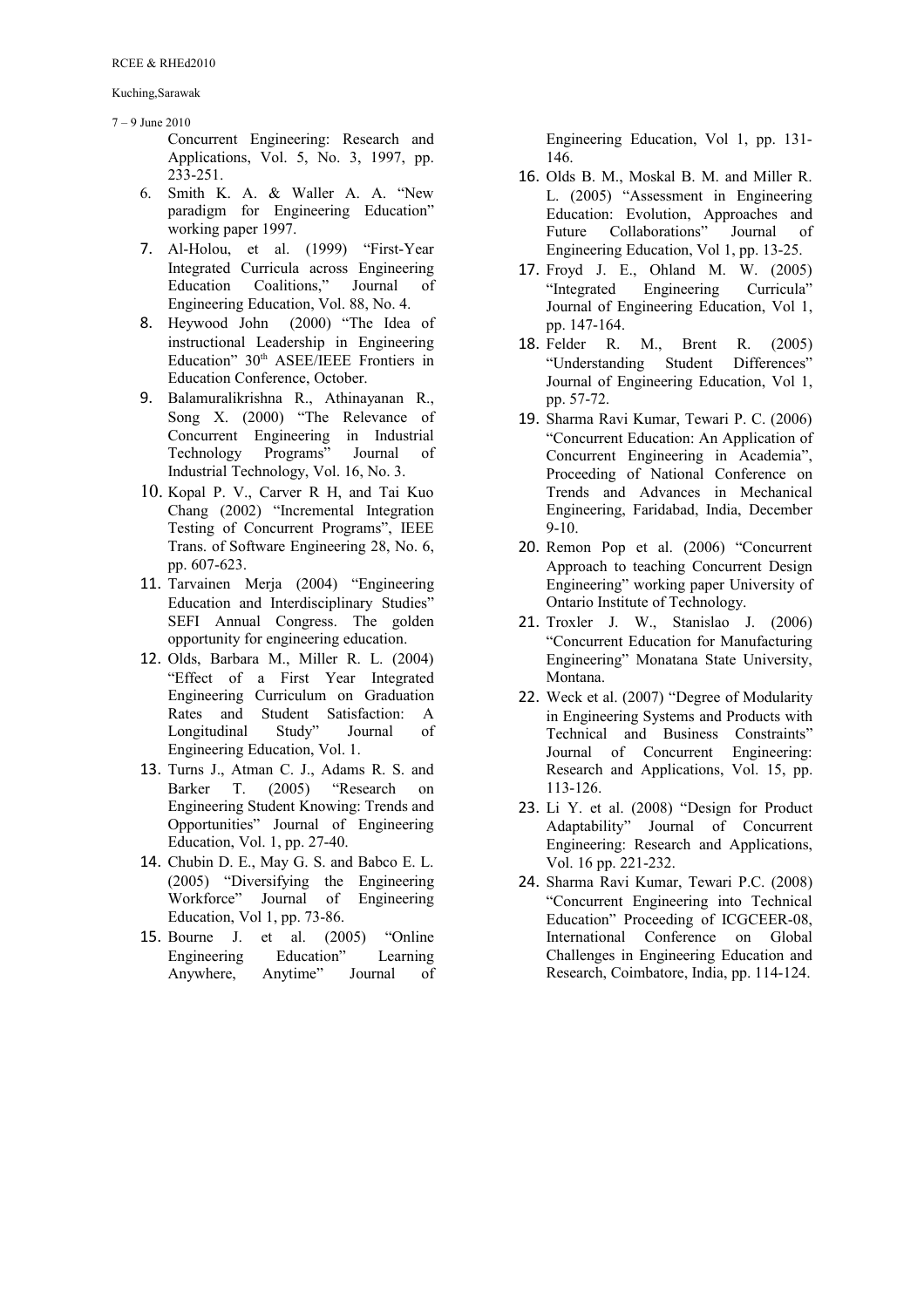Concurrent Engineering: Research and Applications, Vol. 5, No. 3, 1997, pp. 233-251.

6. Smith K. A. & Waller A. A. "New paradigm for Engineering Education" working paper 1997.
7. Al-Holou, et al. (1999) "First-Year Integrated Curricula across Engineering Education Coalitions," Journal of Engineering Education, Vol. 88, No. 4.
8. Heywood John (2000) "The Idea of instructional Leadership in Engineering Education" 30th ASEE/IEEE Frontiers in Education Conference, October.
9. Balamuralikrishna R., Athinayanan R., Song X. (2000) "The Relevance of Concurrent Engineering in Industrial Technology Programs" Journal of Industrial Technology, Vol. 16, No. 3.
10. Kopal P. V., Carver R H, and Tai Kuo Chang (2002) "Incremental Integration Testing of Concurrent Programs", IEEE Trans. of Software Engineering 28, No. 6, pp. 607-623.
11. Tarvainen Merja (2004) "Engineering Education and Interdisciplinary Studies" SEFI Annual Congress. The golden opportunity for engineering education.
12. Olds, Barbara M., Miller R. L. (2004) "Effect of a First Year Integrated Engineering Curriculum on Graduation Rates and Student Satisfaction: A Longitudinal Study" Journal of Engineering Education, Vol. 1.
13. Turns J., Atman C. J., Adams R. S. and Barker T. (2005) "Research on Engineering Student Knowing: Trends and Opportunities" Journal of Engineering Education, Vol. 1, pp. 27-40.
14. Chubin D. E., May G. S. and Babco E. L. (2005) "Diversifying the Engineering Workforce" Journal of Engineering Education, Vol 1, pp. 73-86.
15. Bourne J. et al. (2005) "Online Engineering Education" Learning Anywhere, Anytime" Journal of Engineering Education, Vol 1, pp. 131-146.
16. Olds B. M., Moskal B. M. and Miller R. L. (2005) "Assessment in Engineering Education: Evolution, Approaches and Future Collaborations" Journal of Engineering Education, Vol 1, pp. 13-25.
17. Froyd J. E., Ohland M. W. (2005) "Integrated Engineering Curricula" Journal of Engineering Education, Vol 1, pp. 147-164.
18. Felder R. M., Brent R. (2005) "Understanding Student Differences" Journal of Engineering Education, Vol 1, pp. 57-72.
19. Sharma Ravi Kumar, Tewari P. C. (2006) "Concurrent Education: An Application of Concurrent Engineering in Academia", Proceeding of National Conference on Trends and Advances in Mechanical Engineering, Faridabad, India, December 9-10.
20. Remon Pop et al. (2006) "Concurrent Approach to teaching Concurrent Design Engineering" working paper University of Ontario Institute of Technology.
21. Troxler J. W., Stanislao J. (2006) "Concurrent Education for Manufacturing Engineering" Monatana State University, Montana.
22. Weck et al. (2007) "Degree of Modularity in Engineering Systems and Products with Technical and Business Constraints" Journal of Concurrent Engineering: Research and Applications, Vol. 15, pp. 113-126.
23. Li Y. et al. (2008) "Design for Product Adaptability" Journal of Concurrent Engineering: Research and Applications, Vol. 16 pp. 221-232.
24. Sharma Ravi Kumar, Tewari P.C. (2008) "Concurrent Engineering into Technical Education" Proceeding of ICGCEER-08, International Conference on Global Challenges in Engineering Education and Research, Coimbatore, India, pp. 114-124.